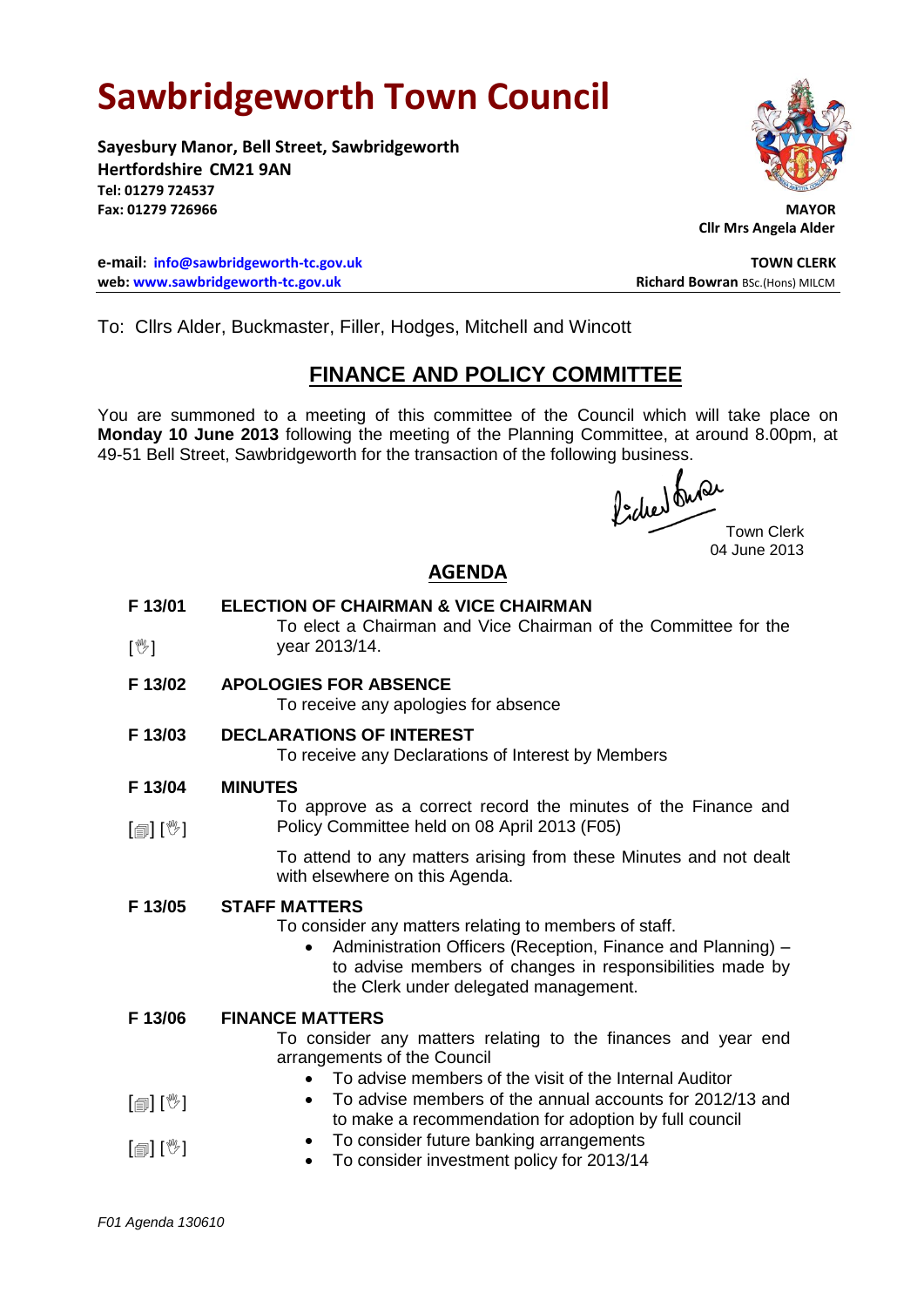# Sawbridgeworth Town Council

**Sayesbury Manor, Bell Street, Sawbridgeworth**
**Hertfordshire CM21 9AN**
**Tel: 01279 724537**
**Fax: 01279 726966**

**MAYOR**
**Cllr Mrs Angela Alder**

**e-mail: info@sawbridgeworth-tc.gov.uk**
**web: www.sawbridgeworth-tc.gov.uk**

**TOWN CLERK**
**Richard Bowran** BSc.(Hons) MILCM

To: Cllrs Alder, Buckmaster, Filler, Hodges, Mitchell and Wincott

## FINANCE AND POLICY COMMITTEE

You are summoned to a meeting of this committee of the Council which will take place on **Monday 10 June 2013** following the meeting of the Planning Committee, at around 8.00pm, at 49-51 Bell Street, Sawbridgeworth for the transaction of the following business.

Town Clerk
04 June 2013

## AGENDA

**F 13/01 ELECTION OF CHAIRMAN & VICE CHAIRMAN**
[✋] To elect a Chairman and Vice Chairman of the Committee for the year 2013/14.

**F 13/02 APOLOGIES FOR ABSENCE**
To receive any apologies for absence

**F 13/03 DECLARATIONS OF INTEREST**
To receive any Declarations of Interest by Members

**F 13/04 MINUTES**
[📄] [✋] To approve as a correct record the minutes of the Finance and Policy Committee held on 08 April 2013 (F05)

To attend to any matters arising from these Minutes and not dealt with elsewhere on this Agenda.

**F 13/05 STAFF MATTERS**
To consider any matters relating to members of staff.

- Administration Officers (Reception, Finance and Planning) – to advise members of changes in responsibilities made by the Clerk under delegated management.

**F 13/06 FINANCE MATTERS**
To consider any matters relating to the finances and year end arrangements of the Council

- To advise members of the visit of the Internal Auditor
- [📄] [✋] To advise members of the annual accounts for 2012/13 and to make a recommendation for adoption by full council
- [📄] [✋] To consider future banking arrangements
- To consider investment policy for 2013/14

*F01 Agenda 130610*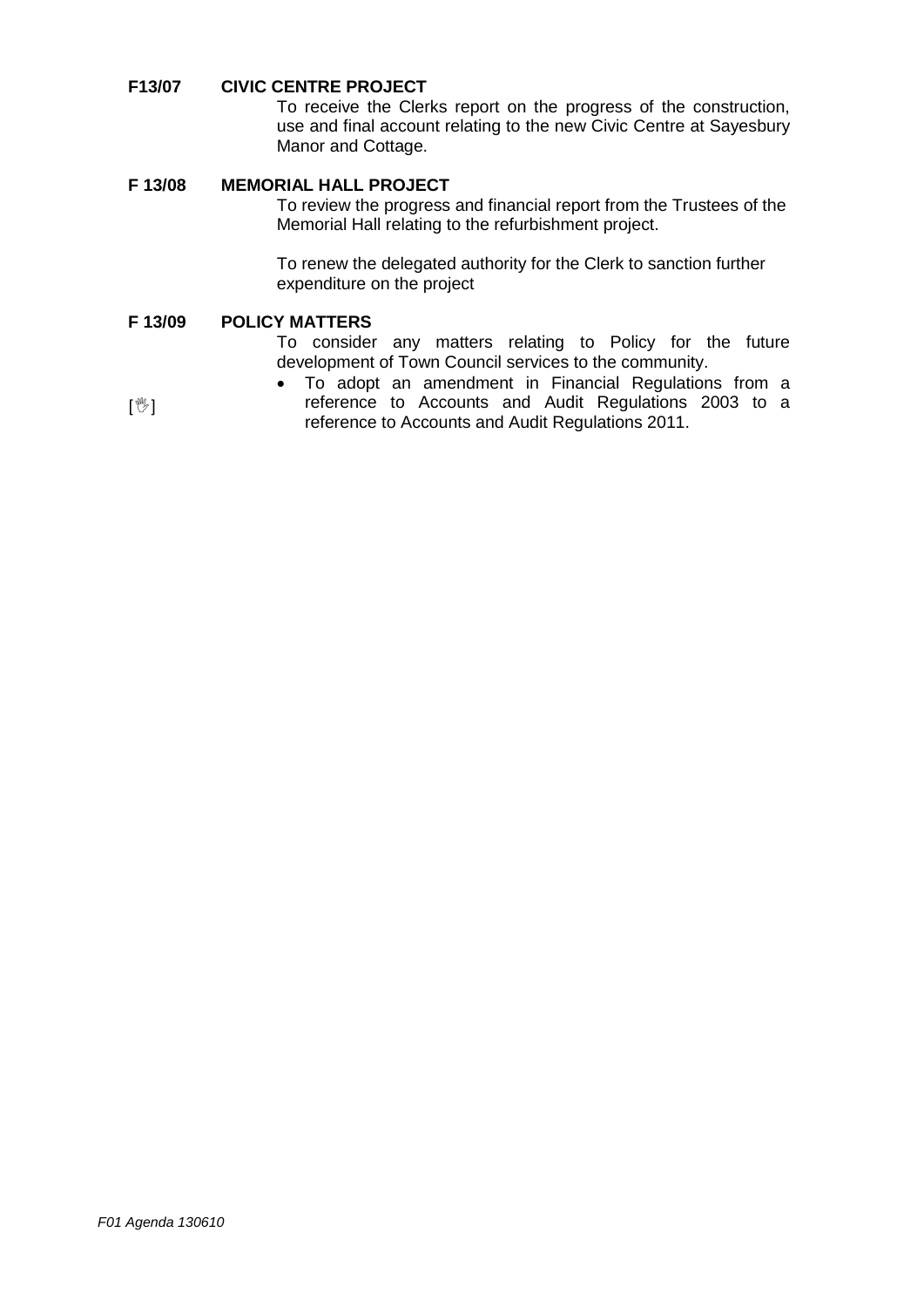**F13/07 CIVIC CENTRE PROJECT**

To receive the Clerks report on the progress of the construction, use and final account relating to the new Civic Centre at Sayesbury Manor and Cottage.

**F 13/08 MEMORIAL HALL PROJECT**

To review the progress and financial report from the Trustees of the Memorial Hall relating to the refurbishment project.

To renew the delegated authority for the Clerk to sanction further expenditure on the project

**F 13/09 POLICY MATTERS**

To consider any matters relating to Policy for the future development of Town Council services to the community.

[✋]

- To adopt an amendment in Financial Regulations from a reference to Accounts and Audit Regulations 2003 to a reference to Accounts and Audit Regulations 2011.

*F01 Agenda 130610*